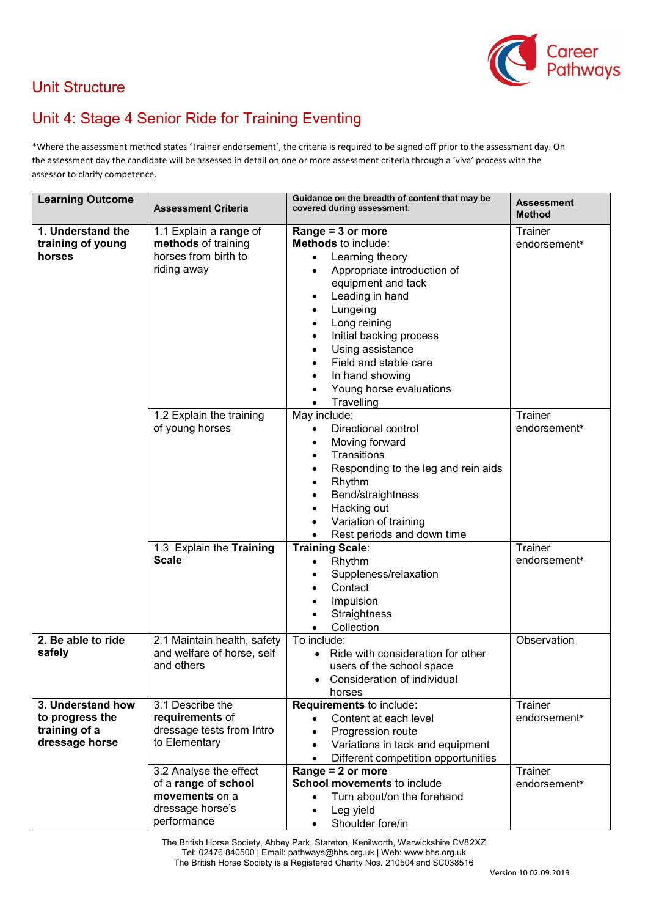## Unit Structure

## Unit 4: Stage 4 Senior Ride for Training Eventing

*Where the assessment method states 'Trainer endorsement', the criteria is required to be signed off prior to the assessment day. On the assessment day the candidate will be assessed in detail on one or more assessment criteria through a 'viva' process with the assessor to clarify competence.

| Learning Outcome | Assessment Criteria | Guidance on the breadth of content that may be covered during assessment. | Assessment Method |
|---|---|---|---|
| **1. Understand the training of young horses** | 1.1 Explain a **range** of **methods** of training horses from birth to riding away | **Range = 3 or more**<br>**Methods** to include:<br>• Learning theory<br>• Appropriate introduction of equipment and tack<br>• Leading in hand<br>• Lungeing<br>• Long reining<br>• Initial backing process<br>• Using assistance<br>• Field and stable care<br>• In hand showing<br>• Young horse evaluations<br>• Travelling | Trainer endorsement* |
| | 1.2 Explain the training of young horses | May include:<br>• Directional control<br>• Moving forward<br>• Transitions<br>• Responding to the leg and rein aids<br>• Rhythm<br>• Bend/straightness<br>• Hacking out<br>• Variation of training<br>• Rest periods and down time | Trainer endorsement* |
| | 1.3 Explain the **Training Scale** | **Training Scale**:<br>• Rhythm<br>• Suppleness/relaxation<br>• Contact<br>• Impulsion<br>• Straightness<br>• Collection | Trainer endorsement* |
| **2. Be able to ride safely** | 2.1 Maintain health, safety and welfare of horse, self and others | To include:<br>• Ride with consideration for other users of the school space<br>• Consideration of individual horses | Observation |
| **3. Understand how to progress the training of a dressage horse** | 3.1 Describe the **requirements** of dressage tests from Intro to Elementary | **Requirements** to include:<br>• Content at each level<br>• Progression route<br>• Variations in tack and equipment<br>• Different competition opportunities | Trainer endorsement* |
| | 3.2 Analyse the effect of a **range** of **school movements** on a dressage horse's performance | **Range = 2 or more**<br>**School movements** to include<br>• Turn about/on the forehand<br>• Leg yield<br>• Shoulder fore/in | Trainer endorsement* |

The British Horse Society, Abbey Park, Stareton, Kenilworth, Warwickshire CV82XZ
Tel: 02476 840500 | Email: pathways@bhs.org.uk | Web: www.bhs.org.uk
The British Horse Society is a Registered Charity Nos. 210504 and SC038516

Version 10 02.09.2019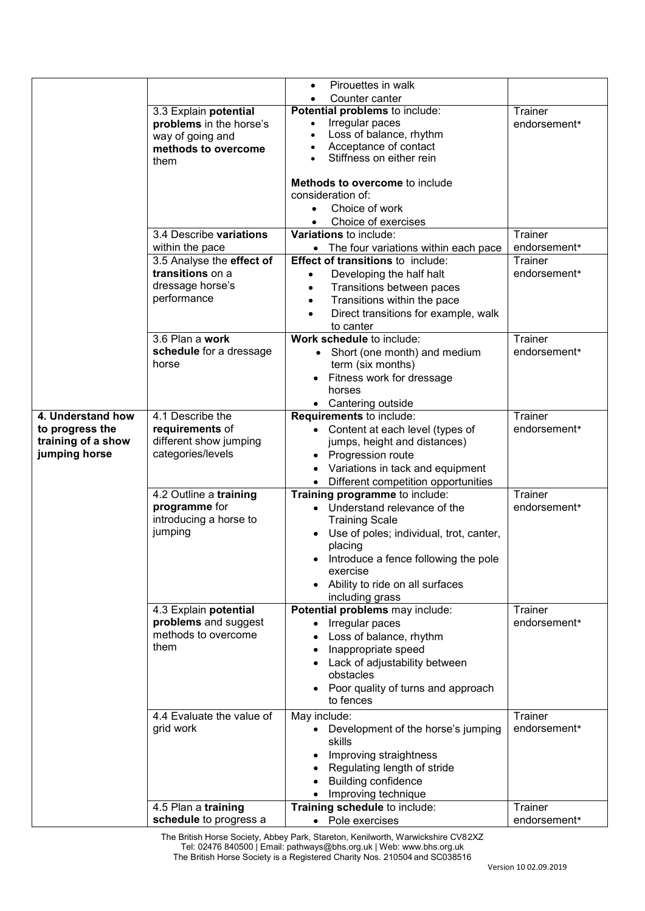| | | | |
|---|---|---|---|
| | | • Pirouettes in walk<br>• Counter canter | |
| | 3.3 Explain **potential problems** in the horse's way of going and **methods to overcome** them | **Potential problems** to include:<br>• Irregular paces<br>• Loss of balance, rhythm<br>• Acceptance of contact<br>• Stiffness on either rein<br><br>**Methods to overcome** to include consideration of:<br>• Choice of work<br>• Choice of exercises | Trainer endorsement* |
| | 3.4 Describe **variations** within the pace | **Variations** to include:<br>• The four variations within each pace | Trainer endorsement* |
| | 3.5 Analyse the **effect of transitions** on a dressage horse's performance | **Effect of transitions** to include:<br>• Developing the half halt<br>• Transitions between paces<br>• Transitions within the pace<br>• Direct transitions for example, walk to canter | Trainer endorsement* |
| | 3.6 Plan a **work schedule** for a dressage horse | **Work schedule** to include:<br>• Short (one month) and medium term (six months)<br>• Fitness work for dressage horses<br>• Cantering outside | Trainer endorsement* |
| **4. Understand how to progress the training of a show jumping horse** | 4.1 Describe the **requirements** of different show jumping categories/levels | **Requirements** to include:<br>• Content at each level (types of jumps, height and distances)<br>• Progression route<br>• Variations in tack and equipment<br>• Different competition opportunities | Trainer endorsement* |
| | 4.2 Outline a **training programme** for introducing a horse to jumping | **Training programme** to include:<br>• Understand relevance of the Training Scale<br>• Use of poles; individual, trot, canter, placing<br>• Introduce a fence following the pole exercise<br>• Ability to ride on all surfaces including grass | Trainer endorsement* |
| | 4.3 Explain **potential problems** and suggest methods to overcome them | **Potential problems** may include:<br>• Irregular paces<br>• Loss of balance, rhythm<br>• Inappropriate speed<br>• Lack of adjustability between obstacles<br>• Poor quality of turns and approach to fences | Trainer endorsement* |
| | 4.4 Evaluate the value of grid work | May include:<br>• Development of the horse's jumping skills<br>• Improving straightness<br>• Regulating length of stride<br>• Building confidence<br>• Improving technique | Trainer endorsement* |
| | 4.5 Plan a **training schedule** to progress a | **Training schedule** to include:<br>• Pole exercises | Trainer endorsement* |

The British Horse Society, Abbey Park, Stareton, Kenilworth, Warwickshire CV82XZ
Tel: 02476 840500 | Email: pathways@bhs.org.uk | Web: www.bhs.org.uk
The British Horse Society is a Registered Charity Nos. 210504 and SC038516

Version 10 02.09.2019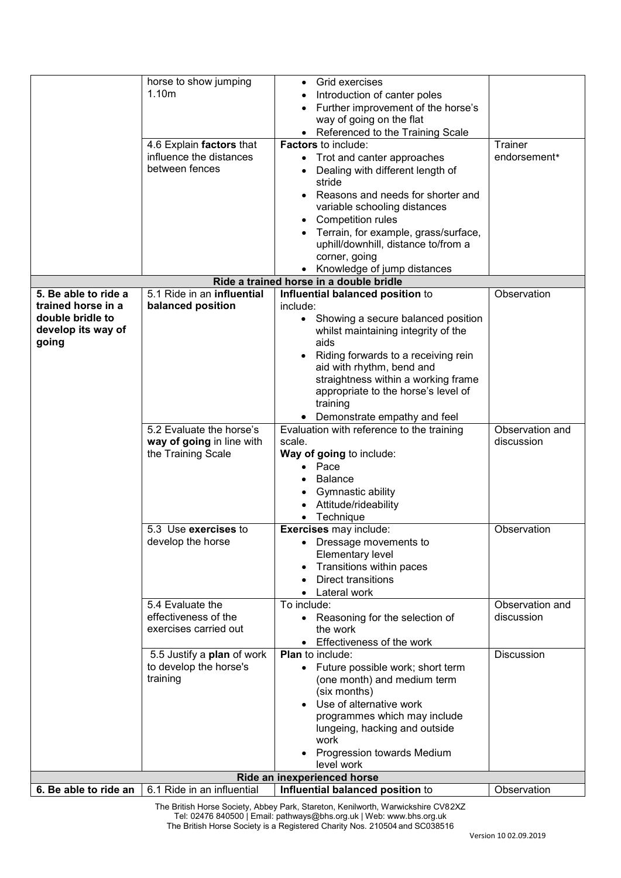| | | | |
|---|---|---|---|
| | horse to show jumping 1.10m | • Grid exercises<br>• Introduction of canter poles<br>• Further improvement of the horse's way of going on the flat<br>• Referenced to the Training Scale | |
| | 4.6 Explain **factors** that influence the distances between fences | **Factors** to include:<br>• Trot and canter approaches<br>• Dealing with different length of stride<br>• Reasons and needs for shorter and variable schooling distances<br>• Competition rules<br>• Terrain, for example, grass/surface, uphill/downhill, distance to/from a corner, going<br>• Knowledge of jump distances | Trainer endorsement* |
| | | **Ride a trained horse in a double bridle** | |
| **5. Be able to ride a trained horse in a double bridle to develop its way of going** | 5.1 Ride in an **influential balanced position** | **Influential balanced position** to include:<br>• Showing a secure balanced position whilst maintaining integrity of the aids<br>• Riding forwards to a receiving rein aid with rhythm, bend and straightness within a working frame appropriate to the horse's level of training<br>• Demonstrate empathy and feel | Observation |
| | 5.2 Evaluate the horse's **way of going** in line with the Training Scale | Evaluation with reference to the training scale.<br>**Way of going** to include:<br>• Pace<br>• Balance<br>• Gymnastic ability<br>• Attitude/rideability<br>• Technique | Observation and discussion |
| | 5.3 Use **exercises** to develop the horse | **Exercises** may include:<br>• Dressage movements to Elementary level<br>• Transitions within paces<br>• Direct transitions<br>• Lateral work | Observation |
| | 5.4 Evaluate the effectiveness of the exercises carried out | To include:<br>• Reasoning for the selection of the work<br>• Effectiveness of the work | Observation and discussion |
| | 5.5 Justify a **plan** of work to develop the horse's training | **Plan** to include:<br>• Future possible work; short term (one month) and medium term (six months)<br>• Use of alternative work programmes which may include lungeing, hacking and outside work<br>• Progression towards Medium level work | Discussion |
| | | **Ride an inexperienced horse** | |
| **6. Be able to ride an** | 6.1 Ride in an influential | **Influential balanced position** to | Observation |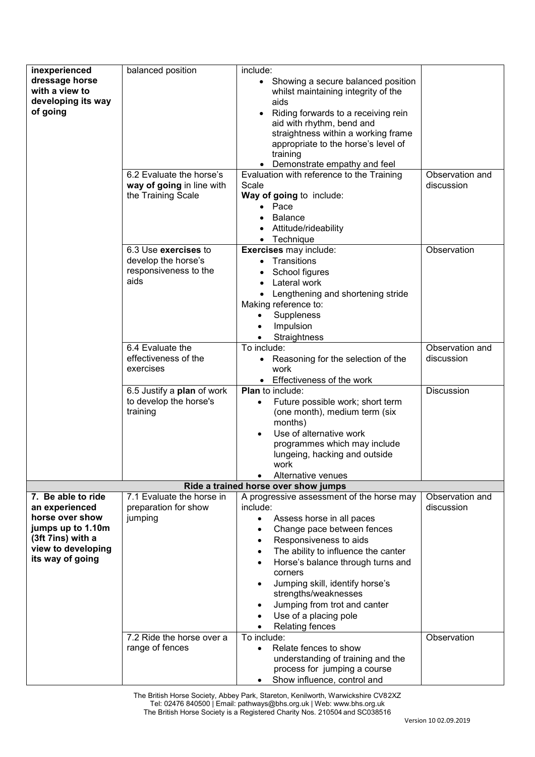| | | | |
|---|---|---|---|
| **inexperienced dressage horse with a view to developing its way of going** | balanced position | include:<br>• Showing a secure balanced position whilst maintaining integrity of the aids<br>• Riding forwards to a receiving rein aid with rhythm, bend and straightness within a working frame appropriate to the horse's level of training<br>• Demonstrate empathy and feel | |
| | 6.2 Evaluate the horse's **way of going** in line with the Training Scale | Evaluation with reference to the Training Scale<br>**Way of going** to include:<br>• Pace<br>• Balance<br>• Attitude/rideability<br>• Technique | Observation and discussion |
| | 6.3 Use **exercises** to develop the horse's responsiveness to the aids | **Exercises** may include:<br>• Transitions<br>• School figures<br>• Lateral work<br>• Lengthening and shortening stride<br>Making reference to:<br>• Suppleness<br>• Impulsion<br>• Straightness | Observation |
| | 6.4 Evaluate the effectiveness of the exercises | To include:<br>• Reasoning for the selection of the work<br>• Effectiveness of the work | Observation and discussion |
| | 6.5 Justify a **plan** of work to develop the horse's training | **Plan** to include:<br>• Future possible work; short term (one month), medium term (six months)<br>• Use of alternative work programmes which may include lungeing, hacking and outside work<br>• Alternative venues | Discussion |
| | | **Ride a trained horse over show jumps** | |
| **7. Be able to ride an experienced horse over show jumps up to 1.10m (3ft 7ins) with a view to developing its way of going** | 7.1 Evaluate the horse in preparation for show jumping | A progressive assessment of the horse may include:<br>• Assess horse in all paces<br>• Change pace between fences<br>• Responsiveness to aids<br>• The ability to influence the canter<br>• Horse's balance through turns and corners<br>• Jumping skill, identify horse's strengths/weaknesses<br>• Jumping from trot and canter<br>• Use of a placing pole<br>• Relating fences | Observation and discussion |
| | 7.2 Ride the horse over a range of fences | To include:<br>• Relate fences to show understanding of training and the process for jumping a course<br>• Show influence, control and | Observation |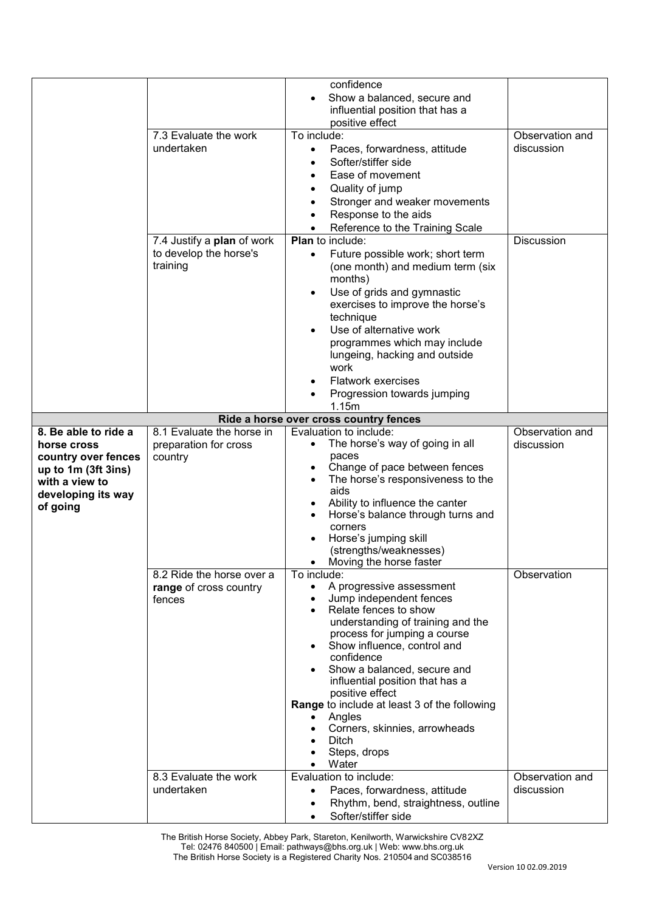| | | | |
|---|---|---|---|
| | | confidence<br>• Show a balanced, secure and influential position that has a positive effect | |
| | 7.3 Evaluate the work undertaken | To include:<br>• Paces, forwardness, attitude<br>• Softer/stiffer side<br>• Ease of movement<br>• Quality of jump<br>• Stronger and weaker movements<br>• Response to the aids<br>• Reference to the Training Scale | Observation and discussion |
| | 7.4 Justify a **plan** of work to develop the horse's training | **Plan** to include:<br>• Future possible work; short term (one month) and medium term (six months)<br>• Use of grids and gymnastic exercises to improve the horse's technique<br>• Use of alternative work programmes which may include lungeing, hacking and outside work<br>• Flatwork exercises<br>• Progression towards jumping 1.15m | Discussion |
| | | **Ride a horse over cross country fences** | |
| **8. Be able to ride a horse cross country over fences up to 1m (3ft 3ins) with a view to developing its way of going** | 8.1 Evaluate the horse in preparation for cross country | Evaluation to include:<br>• The horse's way of going in all paces<br>• Change of pace between fences<br>• The horse's responsiveness to the aids<br>• Ability to influence the canter<br>• Horse's balance through turns and corners<br>• Horse's jumping skill (strengths/weaknesses)<br>• Moving the horse faster | Observation and discussion |
| | 8.2 Ride the horse over a **range** of cross country fences | To include:<br>• A progressive assessment<br>• Jump independent fences<br>• Relate fences to show understanding of training and the process for jumping a course<br>• Show influence, control and confidence<br>• Show a balanced, secure and influential position that has a positive effect<br>**Range** to include at least 3 of the following<br>• Angles<br>• Corners, skinnies, arrowheads<br>• Ditch<br>• Steps, drops<br>• Water | Observation |
| | 8.3 Evaluate the work undertaken | Evaluation to include:<br>• Paces, forwardness, attitude<br>• Rhythm, bend, straightness, outline<br>• Softer/stiffer side | Observation and discussion |

The British Horse Society, Abbey Park, Stareton, Kenilworth, Warwickshire CV8 2XZ
Tel: 02476 840500 | Email: pathways@bhs.org.uk | Web: www.bhs.org.uk
The British Horse Society is a Registered Charity Nos. 210504 and SC038516

Version 10 02.09.2019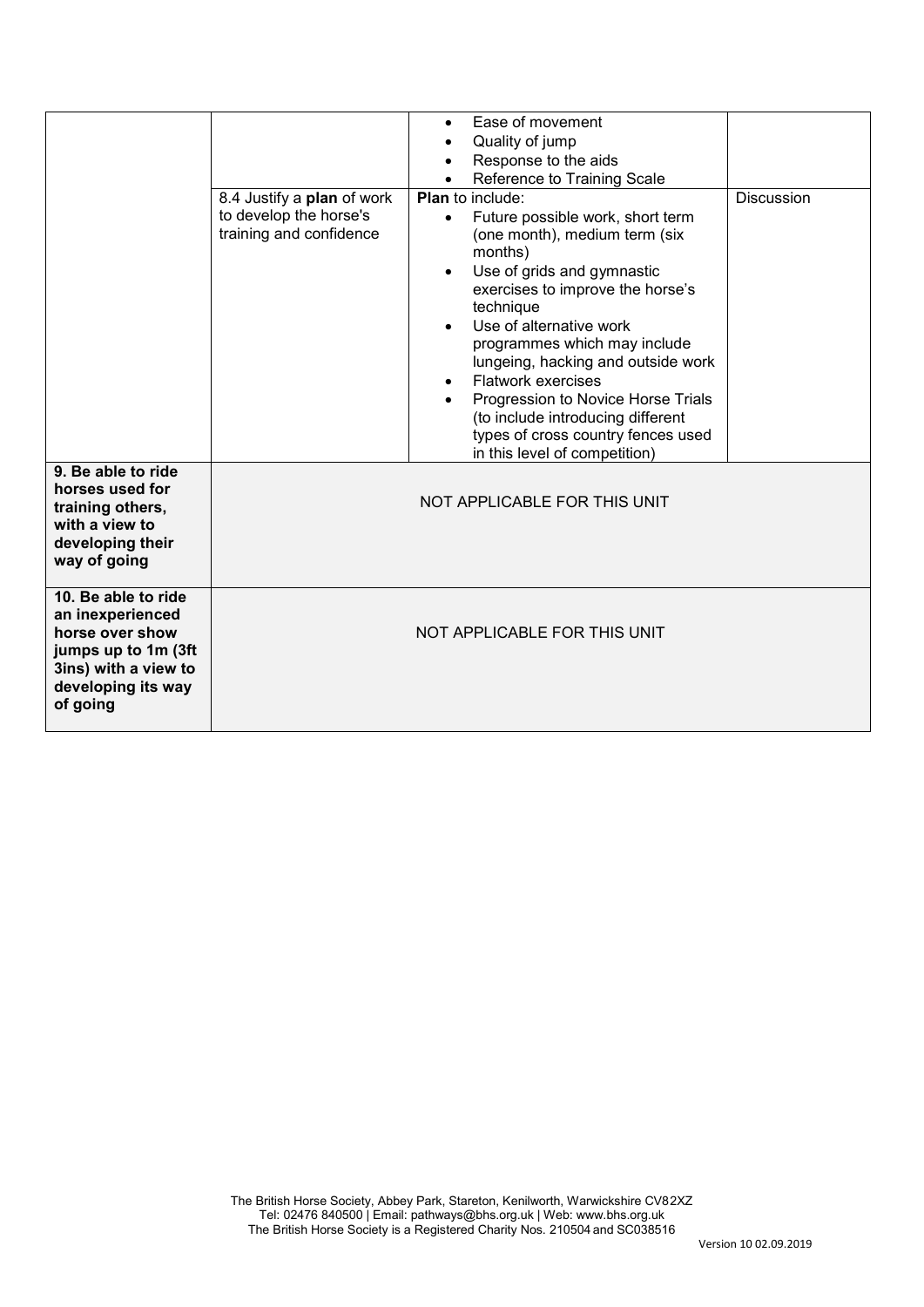| | | | |
|---|---|---|---|
| | | • Ease of movement<br>• Quality of jump<br>• Response to the aids<br>• Reference to Training Scale | |
| | 8.4 Justify a **plan** of work to develop the horse's training and confidence | **Plan** to include:<br>• Future possible work, short term (one month), medium term (six months)<br>• Use of grids and gymnastic exercises to improve the horse's technique<br>• Use of alternative work programmes which may include lungeing, hacking and outside work<br>• Flatwork exercises<br>• Progression to Novice Horse Trials (to include introducing different types of cross country fences used in this level of competition) | Discussion |
| **9. Be able to ride horses used for training others, with a view to developing their way of going** | NOT APPLICABLE FOR THIS UNIT | | |
| **10. Be able to ride an inexperienced horse over show jumps up to 1m (3ft 3ins) with a view to developing its way of going** | NOT APPLICABLE FOR THIS UNIT | | |

The British Horse Society, Abbey Park, Stareton, Kenilworth, Warwickshire CV82XZ
Tel: 02476 840500 | Email: pathways@bhs.org.uk | Web: www.bhs.org.uk
The British Horse Society is a Registered Charity Nos. 210504 and SC038516

Version 10 02.09.2019